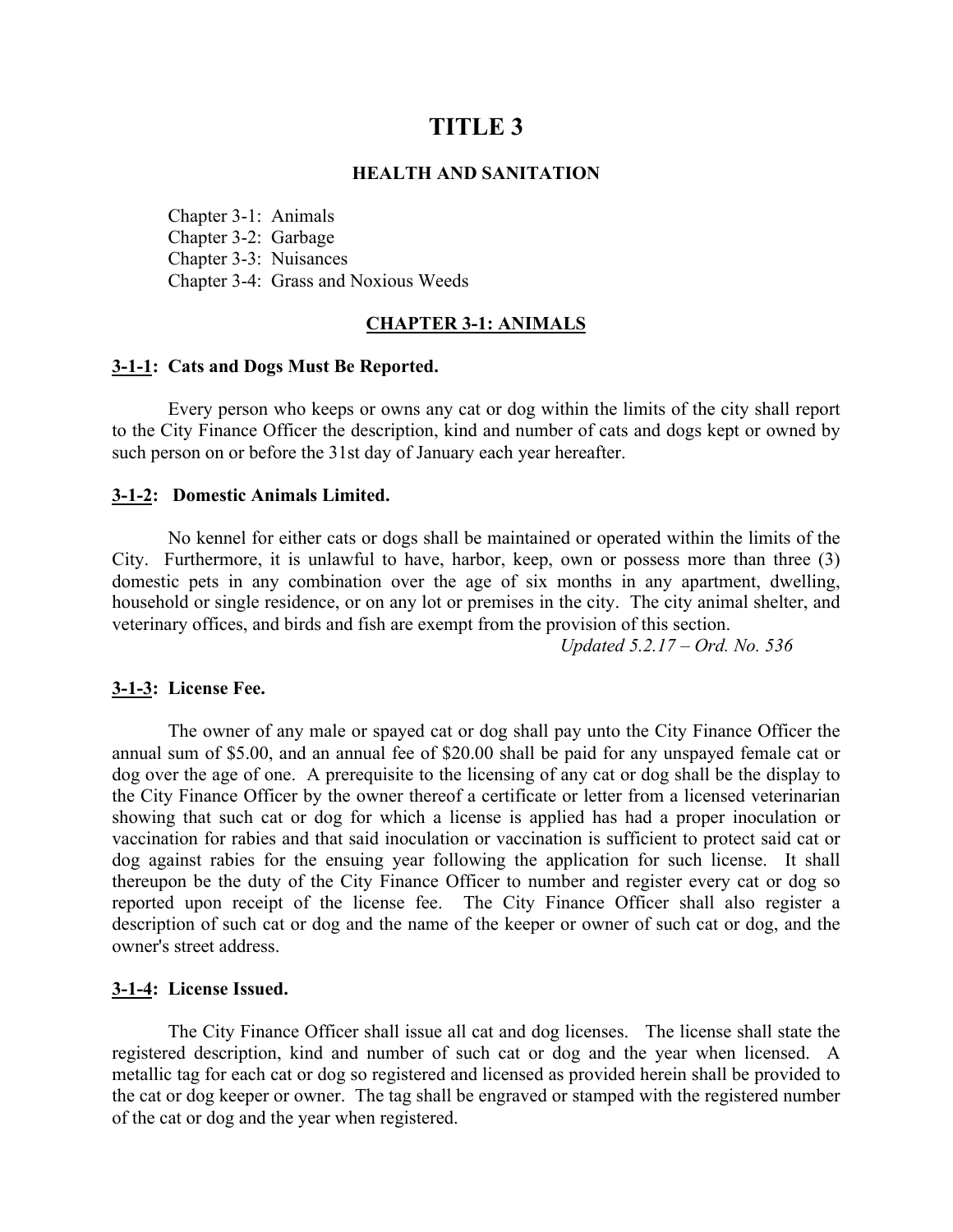# TITLE 3

## HEALTH AND SANITATION

Chapter 3-1: Animals
Chapter 3-2: Garbage
Chapter 3-3: Nuisances
Chapter 3-4: Grass and Noxious Weeds

## CHAPTER 3-1: ANIMALS

### 3-1-1: Cats and Dogs Must Be Reported.

Every person who keeps or owns any cat or dog within the limits of the city shall report to the City Finance Officer the description, kind and number of cats and dogs kept or owned by such person on or before the 31st day of January each year hereafter.

### 3-1-2: Domestic Animals Limited.

No kennel for either cats or dogs shall be maintained or operated within the limits of the City. Furthermore, it is unlawful to have, harbor, keep, own or possess more than three (3) domestic pets in any combination over the age of six months in any apartment, dwelling, household or single residence, or on any lot or premises in the city. The city animal shelter, and veterinary offices, and birds and fish are exempt from the provision of this section.

*Updated 5.2.17 – Ord. No. 536*

### 3-1-3: License Fee.

The owner of any male or spayed cat or dog shall pay unto the City Finance Officer the annual sum of $5.00, and an annual fee of $20.00 shall be paid for any unspayed female cat or dog over the age of one. A prerequisite to the licensing of any cat or dog shall be the display to the City Finance Officer by the owner thereof a certificate or letter from a licensed veterinarian showing that such cat or dog for which a license is applied has had a proper inoculation or vaccination for rabies and that said inoculation or vaccination is sufficient to protect said cat or dog against rabies for the ensuing year following the application for such license. It shall thereupon be the duty of the City Finance Officer to number and register every cat or dog so reported upon receipt of the license fee. The City Finance Officer shall also register a description of such cat or dog and the name of the keeper or owner of such cat or dog, and the owner's street address.

### 3-1-4: License Issued.

The City Finance Officer shall issue all cat and dog licenses. The license shall state the registered description, kind and number of such cat or dog and the year when licensed. A metallic tag for each cat or dog so registered and licensed as provided herein shall be provided to the cat or dog keeper or owner. The tag shall be engraved or stamped with the registered number of the cat or dog and the year when registered.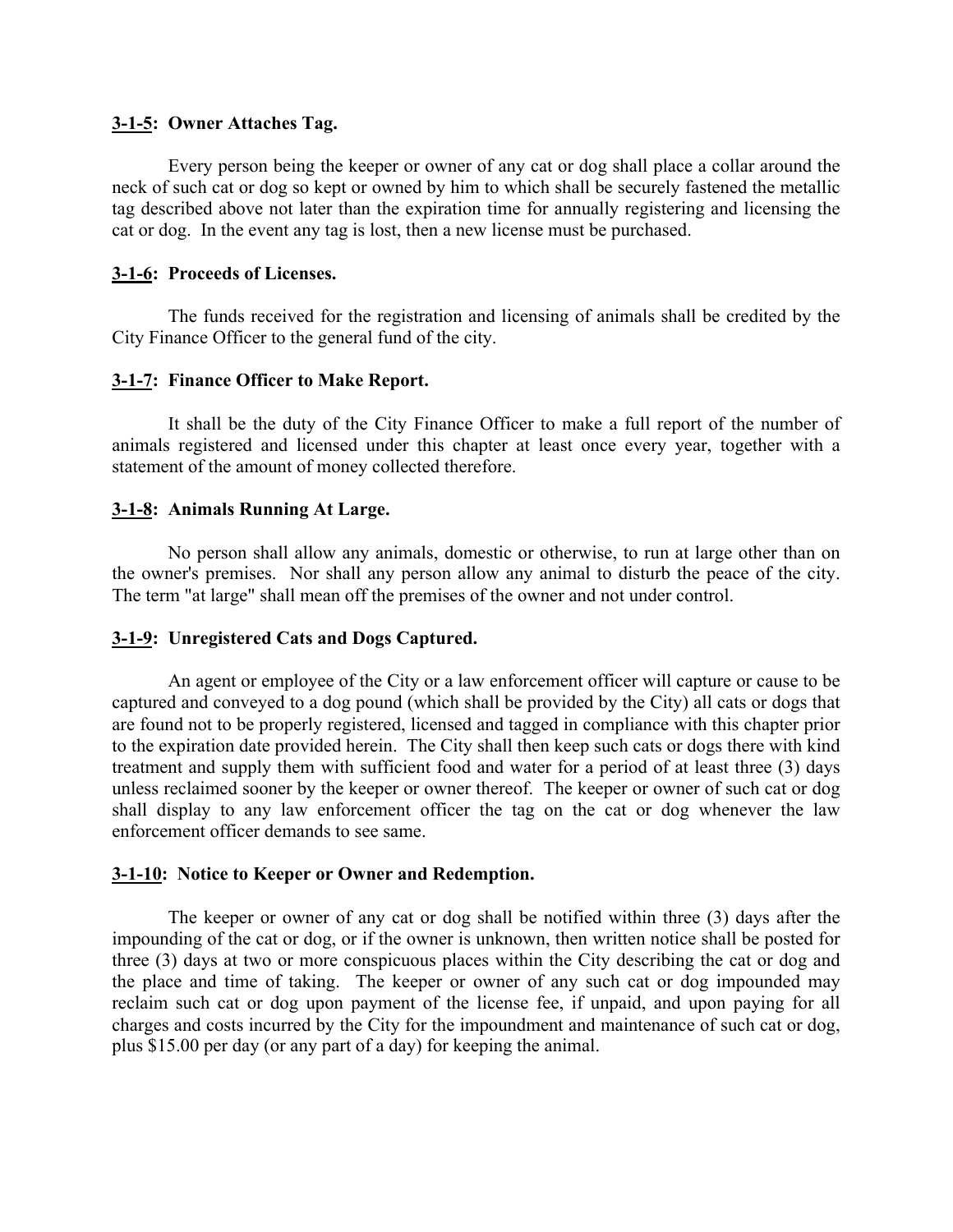### 3-1-5: Owner Attaches Tag.

Every person being the keeper or owner of any cat or dog shall place a collar around the neck of such cat or dog so kept or owned by him to which shall be securely fastened the metallic tag described above not later than the expiration time for annually registering and licensing the cat or dog. In the event any tag is lost, then a new license must be purchased.

### 3-1-6: Proceeds of Licenses.

The funds received for the registration and licensing of animals shall be credited by the City Finance Officer to the general fund of the city.

### 3-1-7: Finance Officer to Make Report.

It shall be the duty of the City Finance Officer to make a full report of the number of animals registered and licensed under this chapter at least once every year, together with a statement of the amount of money collected therefore.

### 3-1-8: Animals Running At Large.

No person shall allow any animals, domestic or otherwise, to run at large other than on the owner's premises. Nor shall any person allow any animal to disturb the peace of the city. The term "at large" shall mean off the premises of the owner and not under control.

### 3-1-9: Unregistered Cats and Dogs Captured.

An agent or employee of the City or a law enforcement officer will capture or cause to be captured and conveyed to a dog pound (which shall be provided by the City) all cats or dogs that are found not to be properly registered, licensed and tagged in compliance with this chapter prior to the expiration date provided herein. The City shall then keep such cats or dogs there with kind treatment and supply them with sufficient food and water for a period of at least three (3) days unless reclaimed sooner by the keeper or owner thereof. The keeper or owner of such cat or dog shall display to any law enforcement officer the tag on the cat or dog whenever the law enforcement officer demands to see same.

### 3-1-10: Notice to Keeper or Owner and Redemption.

The keeper or owner of any cat or dog shall be notified within three (3) days after the impounding of the cat or dog, or if the owner is unknown, then written notice shall be posted for three (3) days at two or more conspicuous places within the City describing the cat or dog and the place and time of taking. The keeper or owner of any such cat or dog impounded may reclaim such cat or dog upon payment of the license fee, if unpaid, and upon paying for all charges and costs incurred by the City for the impoundment and maintenance of such cat or dog, plus $15.00 per day (or any part of a day) for keeping the animal.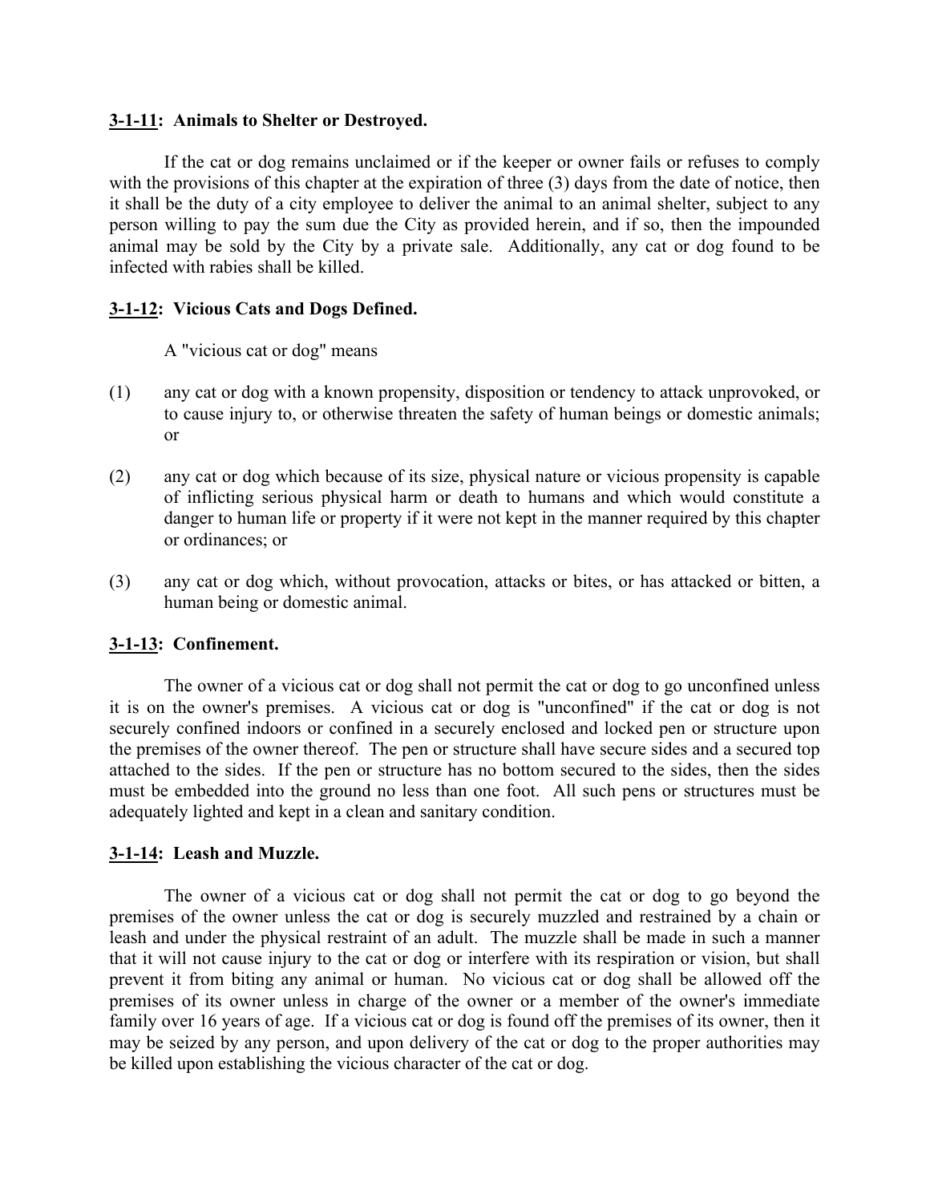### 3-1-11: Animals to Shelter or Destroyed.

If the cat or dog remains unclaimed or if the keeper or owner fails or refuses to comply with the provisions of this chapter at the expiration of three (3) days from the date of notice, then it shall be the duty of a city employee to deliver the animal to an animal shelter, subject to any person willing to pay the sum due the City as provided herein, and if so, then the impounded animal may be sold by the City by a private sale. Additionally, any cat or dog found to be infected with rabies shall be killed.

### 3-1-12: Vicious Cats and Dogs Defined.

A "vicious cat or dog" means

(1) any cat or dog with a known propensity, disposition or tendency to attack unprovoked, or to cause injury to, or otherwise threaten the safety of human beings or domestic animals; or

(2) any cat or dog which because of its size, physical nature or vicious propensity is capable of inflicting serious physical harm or death to humans and which would constitute a danger to human life or property if it were not kept in the manner required by this chapter or ordinances; or

(3) any cat or dog which, without provocation, attacks or bites, or has attacked or bitten, a human being or domestic animal.

### 3-1-13: Confinement.

The owner of a vicious cat or dog shall not permit the cat or dog to go unconfined unless it is on the owner's premises. A vicious cat or dog is "unconfined" if the cat or dog is not securely confined indoors or confined in a securely enclosed and locked pen or structure upon the premises of the owner thereof. The pen or structure shall have secure sides and a secured top attached to the sides. If the pen or structure has no bottom secured to the sides, then the sides must be embedded into the ground no less than one foot. All such pens or structures must be adequately lighted and kept in a clean and sanitary condition.

### 3-1-14: Leash and Muzzle.

The owner of a vicious cat or dog shall not permit the cat or dog to go beyond the premises of the owner unless the cat or dog is securely muzzled and restrained by a chain or leash and under the physical restraint of an adult. The muzzle shall be made in such a manner that it will not cause injury to the cat or dog or interfere with its respiration or vision, but shall prevent it from biting any animal or human. No vicious cat or dog shall be allowed off the premises of its owner unless in charge of the owner or a member of the owner's immediate family over 16 years of age. If a vicious cat or dog is found off the premises of its owner, then it may be seized by any person, and upon delivery of the cat or dog to the proper authorities may be killed upon establishing the vicious character of the cat or dog.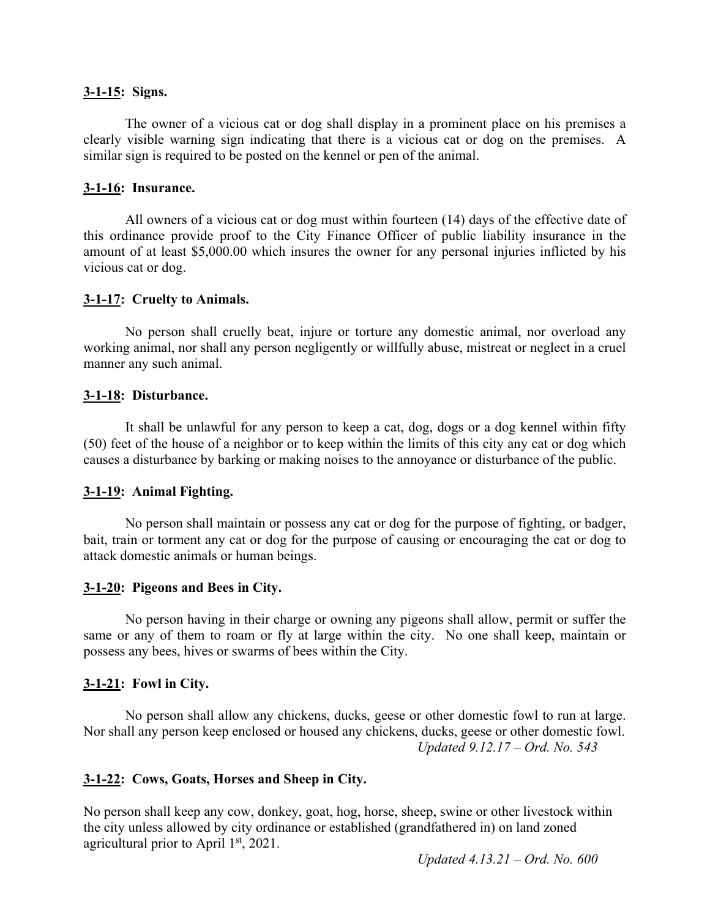**3-1-15: Signs.**

The owner of a vicious cat or dog shall display in a prominent place on his premises a clearly visible warning sign indicating that there is a vicious cat or dog on the premises. A similar sign is required to be posted on the kennel or pen of the animal.

**3-1-16: Insurance.**

All owners of a vicious cat or dog must within fourteen (14) days of the effective date of this ordinance provide proof to the City Finance Officer of public liability insurance in the amount of at least $5,000.00 which insures the owner for any personal injuries inflicted by his vicious cat or dog.

**3-1-17: Cruelty to Animals.**

No person shall cruelly beat, injure or torture any domestic animal, nor overload any working animal, nor shall any person negligently or willfully abuse, mistreat or neglect in a cruel manner any such animal.

**3-1-18: Disturbance.**

It shall be unlawful for any person to keep a cat, dog, dogs or a dog kennel within fifty (50) feet of the house of a neighbor or to keep within the limits of this city any cat or dog which causes a disturbance by barking or making noises to the annoyance or disturbance of the public.

**3-1-19: Animal Fighting.**

No person shall maintain or possess any cat or dog for the purpose of fighting, or badger, bait, train or torment any cat or dog for the purpose of causing or encouraging the cat or dog to attack domestic animals or human beings.

**3-1-20: Pigeons and Bees in City.**

No person having in their charge or owning any pigeons shall allow, permit or suffer the same or any of them to roam or fly at large within the city. No one shall keep, maintain or possess any bees, hives or swarms of bees within the City.

**3-1-21: Fowl in City.**

No person shall allow any chickens, ducks, geese or other domestic fowl to run at large. Nor shall any person keep enclosed or housed any chickens, ducks, geese or other domestic fowl.

*Updated 9.12.17 – Ord. No. 543*

**3-1-22: Cows, Goats, Horses and Sheep in City.**

No person shall keep any cow, donkey, goat, hog, horse, sheep, swine or other livestock within the city unless allowed by city ordinance or established (grandfathered in) on land zoned agricultural prior to April 1st, 2021.

*Updated 4.13.21 – Ord. No. 600*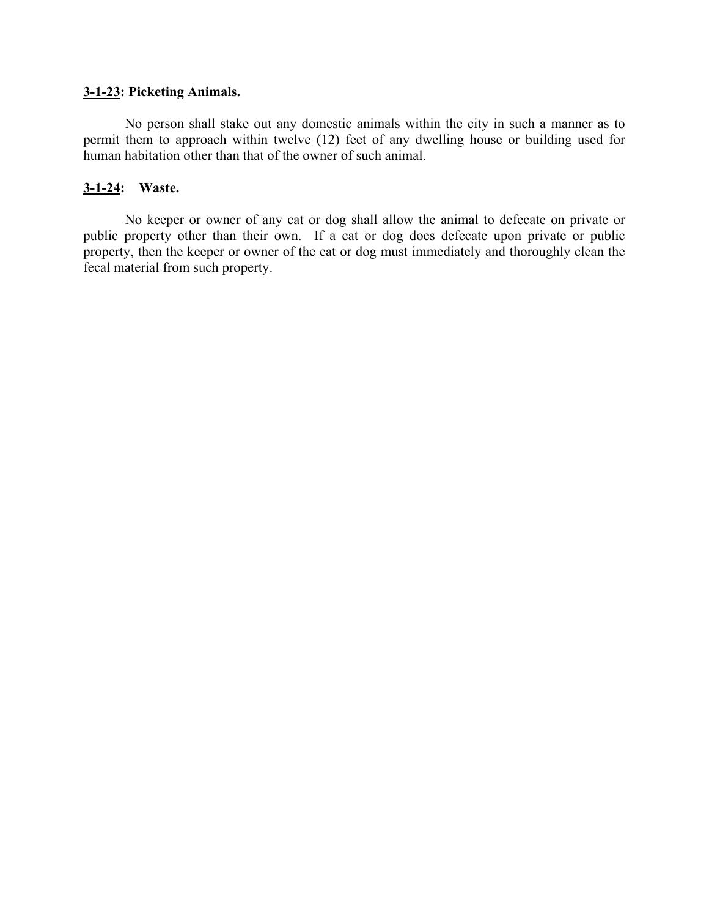**3-1-23: Picketing Animals.**

No person shall stake out any domestic animals within the city in such a manner as to permit them to approach within twelve (12) feet of any dwelling house or building used for human habitation other than that of the owner of such animal.

**3-1-24: Waste.**

No keeper or owner of any cat or dog shall allow the animal to defecate on private or public property other than their own. If a cat or dog does defecate upon private or public property, then the keeper or owner of the cat or dog must immediately and thoroughly clean the fecal material from such property.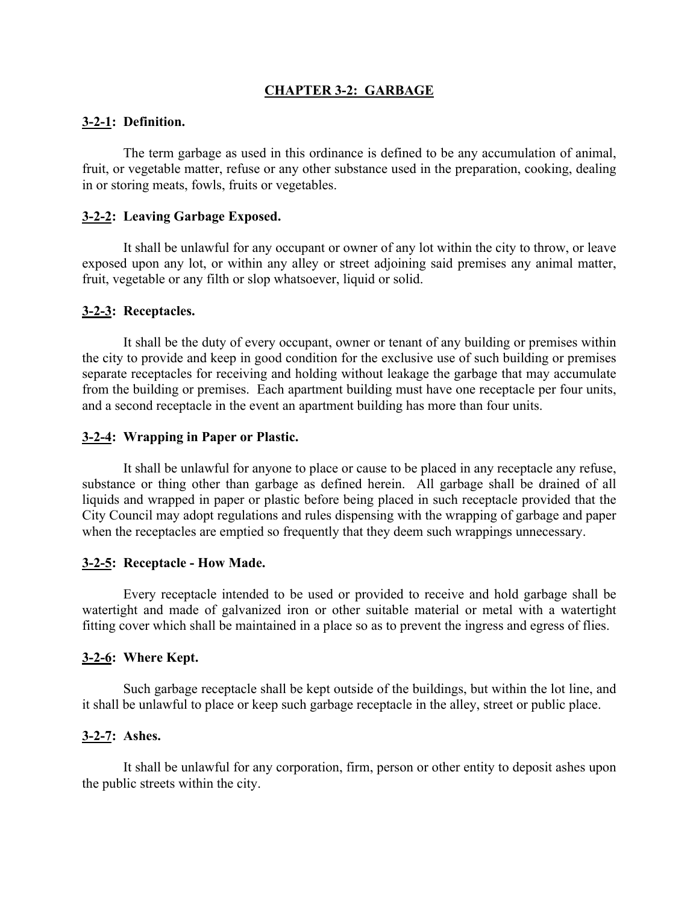# CHAPTER 3-2: GARBAGE

## 3-2-1: Definition.

The term garbage as used in this ordinance is defined to be any accumulation of animal, fruit, or vegetable matter, refuse or any other substance used in the preparation, cooking, dealing in or storing meats, fowls, fruits or vegetables.

## 3-2-2: Leaving Garbage Exposed.

It shall be unlawful for any occupant or owner of any lot within the city to throw, or leave exposed upon any lot, or within any alley or street adjoining said premises any animal matter, fruit, vegetable or any filth or slop whatsoever, liquid or solid.

## 3-2-3: Receptacles.

It shall be the duty of every occupant, owner or tenant of any building or premises within the city to provide and keep in good condition for the exclusive use of such building or premises separate receptacles for receiving and holding without leakage the garbage that may accumulate from the building or premises. Each apartment building must have one receptacle per four units, and a second receptacle in the event an apartment building has more than four units.

## 3-2-4: Wrapping in Paper or Plastic.

It shall be unlawful for anyone to place or cause to be placed in any receptacle any refuse, substance or thing other than garbage as defined herein. All garbage shall be drained of all liquids and wrapped in paper or plastic before being placed in such receptacle provided that the City Council may adopt regulations and rules dispensing with the wrapping of garbage and paper when the receptacles are emptied so frequently that they deem such wrappings unnecessary.

## 3-2-5: Receptacle - How Made.

Every receptacle intended to be used or provided to receive and hold garbage shall be watertight and made of galvanized iron or other suitable material or metal with a watertight fitting cover which shall be maintained in a place so as to prevent the ingress and egress of flies.

## 3-2-6: Where Kept.

Such garbage receptacle shall be kept outside of the buildings, but within the lot line, and it shall be unlawful to place or keep such garbage receptacle in the alley, street or public place.

## 3-2-7: Ashes.

It shall be unlawful for any corporation, firm, person or other entity to deposit ashes upon the public streets within the city.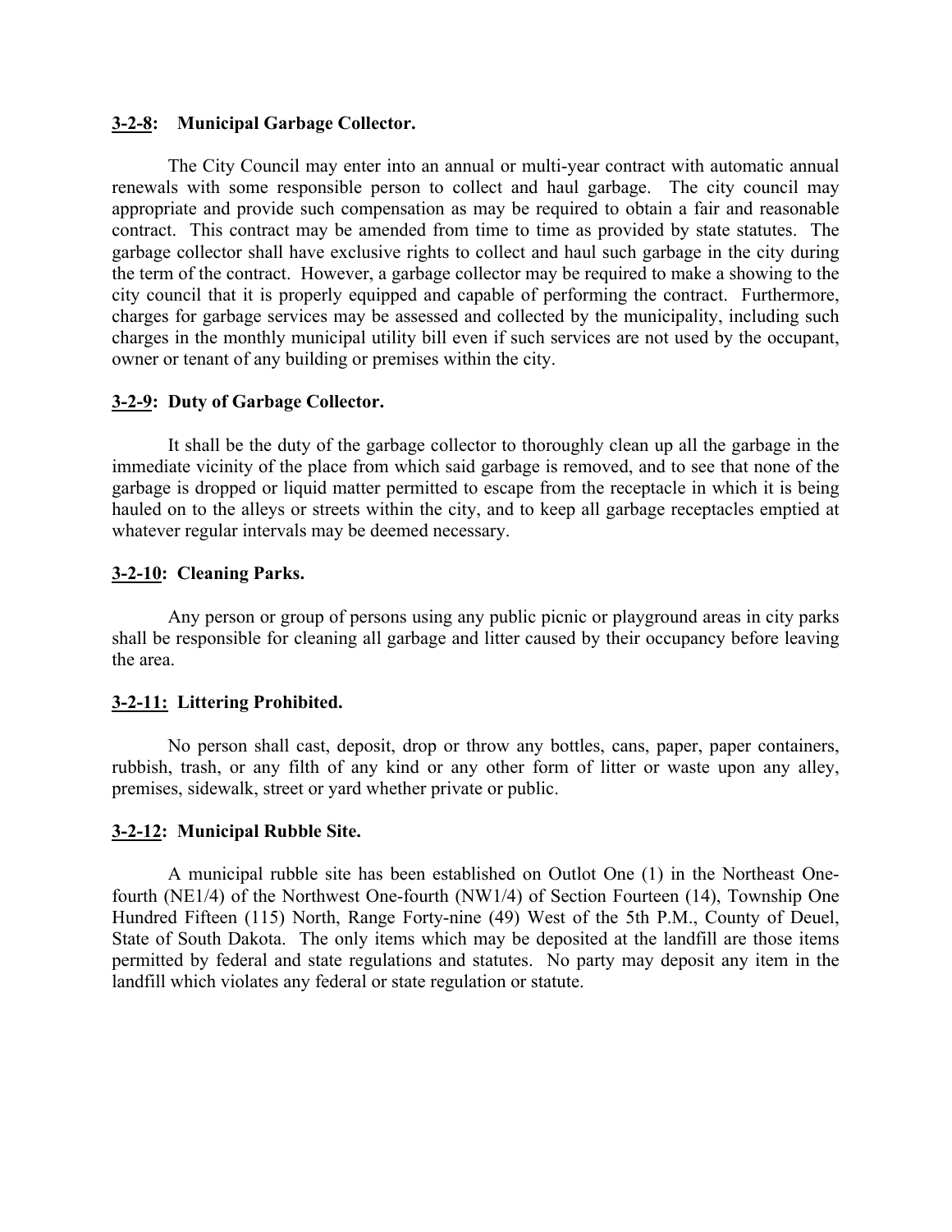**3-2-8: Municipal Garbage Collector.**

The City Council may enter into an annual or multi-year contract with automatic annual renewals with some responsible person to collect and haul garbage. The city council may appropriate and provide such compensation as may be required to obtain a fair and reasonable contract. This contract may be amended from time to time as provided by state statutes. The garbage collector shall have exclusive rights to collect and haul such garbage in the city during the term of the contract. However, a garbage collector may be required to make a showing to the city council that it is properly equipped and capable of performing the contract. Furthermore, charges for garbage services may be assessed and collected by the municipality, including such charges in the monthly municipal utility bill even if such services are not used by the occupant, owner or tenant of any building or premises within the city.

**3-2-9: Duty of Garbage Collector.**

It shall be the duty of the garbage collector to thoroughly clean up all the garbage in the immediate vicinity of the place from which said garbage is removed, and to see that none of the garbage is dropped or liquid matter permitted to escape from the receptacle in which it is being hauled on to the alleys or streets within the city, and to keep all garbage receptacles emptied at whatever regular intervals may be deemed necessary.

**3-2-10: Cleaning Parks.**

Any person or group of persons using any public picnic or playground areas in city parks shall be responsible for cleaning all garbage and litter caused by their occupancy before leaving the area.

**3-2-11: Littering Prohibited.**

No person shall cast, deposit, drop or throw any bottles, cans, paper, paper containers, rubbish, trash, or any filth of any kind or any other form of litter or waste upon any alley, premises, sidewalk, street or yard whether private or public.

**3-2-12: Municipal Rubble Site.**

A municipal rubble site has been established on Outlot One (1) in the Northeast One-fourth (NE1/4) of the Northwest One-fourth (NW1/4) of Section Fourteen (14), Township One Hundred Fifteen (115) North, Range Forty-nine (49) West of the 5th P.M., County of Deuel, State of South Dakota. The only items which may be deposited at the landfill are those items permitted by federal and state regulations and statutes. No party may deposit any item in the landfill which violates any federal or state regulation or statute.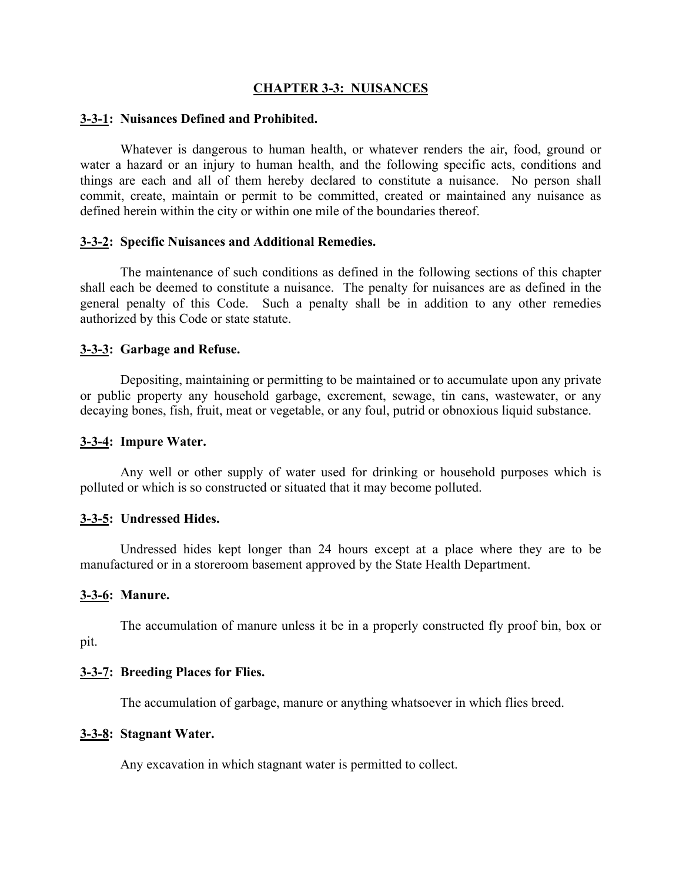# CHAPTER 3-3: NUISANCES

## 3-3-1: Nuisances Defined and Prohibited.

Whatever is dangerous to human health, or whatever renders the air, food, ground or water a hazard or an injury to human health, and the following specific acts, conditions and things are each and all of them hereby declared to constitute a nuisance. No person shall commit, create, maintain or permit to be committed, created or maintained any nuisance as defined herein within the city or within one mile of the boundaries thereof.

## 3-3-2: Specific Nuisances and Additional Remedies.

The maintenance of such conditions as defined in the following sections of this chapter shall each be deemed to constitute a nuisance. The penalty for nuisances are as defined in the general penalty of this Code. Such a penalty shall be in addition to any other remedies authorized by this Code or state statute.

## 3-3-3: Garbage and Refuse.

Depositing, maintaining or permitting to be maintained or to accumulate upon any private or public property any household garbage, excrement, sewage, tin cans, wastewater, or any decaying bones, fish, fruit, meat or vegetable, or any foul, putrid or obnoxious liquid substance.

## 3-3-4: Impure Water.

Any well or other supply of water used for drinking or household purposes which is polluted or which is so constructed or situated that it may become polluted.

## 3-3-5: Undressed Hides.

Undressed hides kept longer than 24 hours except at a place where they are to be manufactured or in a storeroom basement approved by the State Health Department.

## 3-3-6: Manure.

The accumulation of manure unless it be in a properly constructed fly proof bin, box or pit.

## 3-3-7: Breeding Places for Flies.

The accumulation of garbage, manure or anything whatsoever in which flies breed.

## 3-3-8: Stagnant Water.

Any excavation in which stagnant water is permitted to collect.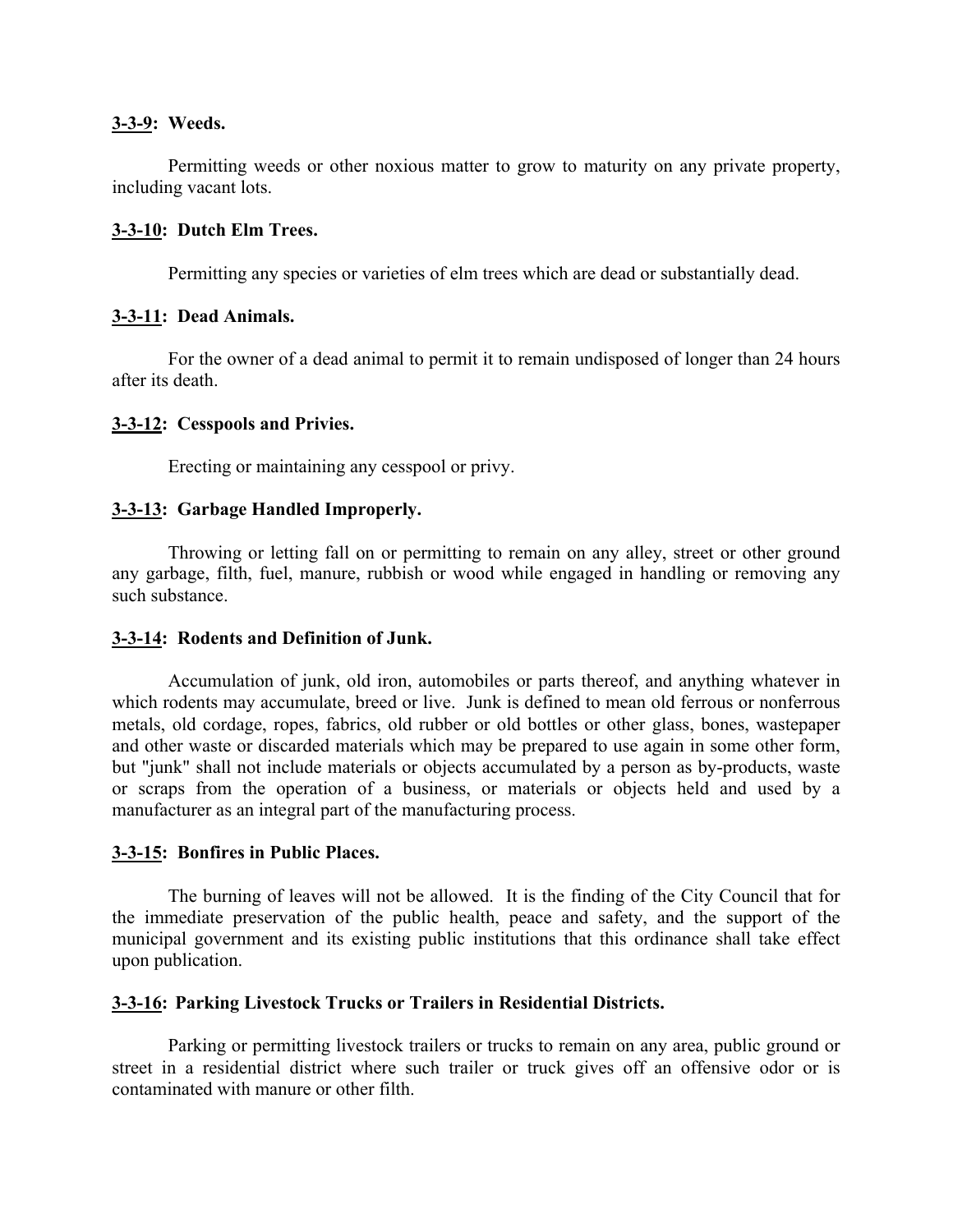**3-3-9: Weeds.**

Permitting weeds or other noxious matter to grow to maturity on any private property, including vacant lots.

**3-3-10: Dutch Elm Trees.**

Permitting any species or varieties of elm trees which are dead or substantially dead.

**3-3-11: Dead Animals.**

For the owner of a dead animal to permit it to remain undisposed of longer than 24 hours after its death.

**3-3-12: Cesspools and Privies.**

Erecting or maintaining any cesspool or privy.

**3-3-13: Garbage Handled Improperly.**

Throwing or letting fall on or permitting to remain on any alley, street or other ground any garbage, filth, fuel, manure, rubbish or wood while engaged in handling or removing any such substance.

**3-3-14: Rodents and Definition of Junk.**

Accumulation of junk, old iron, automobiles or parts thereof, and anything whatever in which rodents may accumulate, breed or live. Junk is defined to mean old ferrous or nonferrous metals, old cordage, ropes, fabrics, old rubber or old bottles or other glass, bones, wastepaper and other waste or discarded materials which may be prepared to use again in some other form, but "junk" shall not include materials or objects accumulated by a person as by-products, waste or scraps from the operation of a business, or materials or objects held and used by a manufacturer as an integral part of the manufacturing process.

**3-3-15: Bonfires in Public Places.**

The burning of leaves will not be allowed. It is the finding of the City Council that for the immediate preservation of the public health, peace and safety, and the support of the municipal government and its existing public institutions that this ordinance shall take effect upon publication.

**3-3-16: Parking Livestock Trucks or Trailers in Residential Districts.**

Parking or permitting livestock trailers or trucks to remain on any area, public ground or street in a residential district where such trailer or truck gives off an offensive odor or is contaminated with manure or other filth.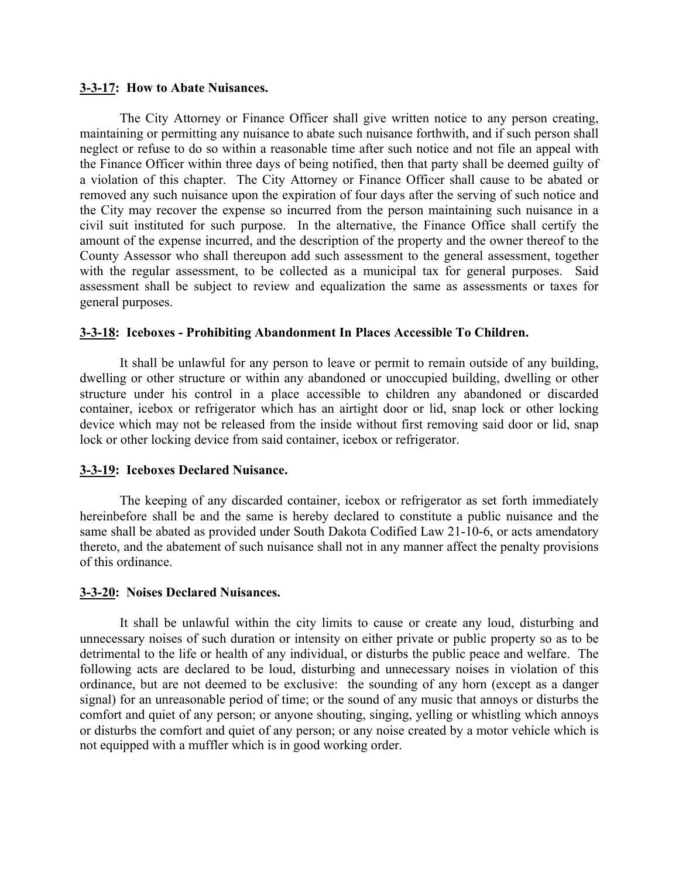**3-3-17: How to Abate Nuisances.**

The City Attorney or Finance Officer shall give written notice to any person creating, maintaining or permitting any nuisance to abate such nuisance forthwith, and if such person shall neglect or refuse to do so within a reasonable time after such notice and not file an appeal with the Finance Officer within three days of being notified, then that party shall be deemed guilty of a violation of this chapter. The City Attorney or Finance Officer shall cause to be abated or removed any such nuisance upon the expiration of four days after the serving of such notice and the City may recover the expense so incurred from the person maintaining such nuisance in a civil suit instituted for such purpose. In the alternative, the Finance Office shall certify the amount of the expense incurred, and the description of the property and the owner thereof to the County Assessor who shall thereupon add such assessment to the general assessment, together with the regular assessment, to be collected as a municipal tax for general purposes. Said assessment shall be subject to review and equalization the same as assessments or taxes for general purposes.

**3-3-18: Iceboxes - Prohibiting Abandonment In Places Accessible To Children.**

It shall be unlawful for any person to leave or permit to remain outside of any building, dwelling or other structure or within any abandoned or unoccupied building, dwelling or other structure under his control in a place accessible to children any abandoned or discarded container, icebox or refrigerator which has an airtight door or lid, snap lock or other locking device which may not be released from the inside without first removing said door or lid, snap lock or other locking device from said container, icebox or refrigerator.

**3-3-19: Iceboxes Declared Nuisance.**

The keeping of any discarded container, icebox or refrigerator as set forth immediately hereinbefore shall be and the same is hereby declared to constitute a public nuisance and the same shall be abated as provided under South Dakota Codified Law 21-10-6, or acts amendatory thereto, and the abatement of such nuisance shall not in any manner affect the penalty provisions of this ordinance.

**3-3-20: Noises Declared Nuisances.**

It shall be unlawful within the city limits to cause or create any loud, disturbing and unnecessary noises of such duration or intensity on either private or public property so as to be detrimental to the life or health of any individual, or disturbs the public peace and welfare. The following acts are declared to be loud, disturbing and unnecessary noises in violation of this ordinance, but are not deemed to be exclusive: the sounding of any horn (except as a danger signal) for an unreasonable period of time; or the sound of any music that annoys or disturbs the comfort and quiet of any person; or anyone shouting, singing, yelling or whistling which annoys or disturbs the comfort and quiet of any person; or any noise created by a motor vehicle which is not equipped with a muffler which is in good working order.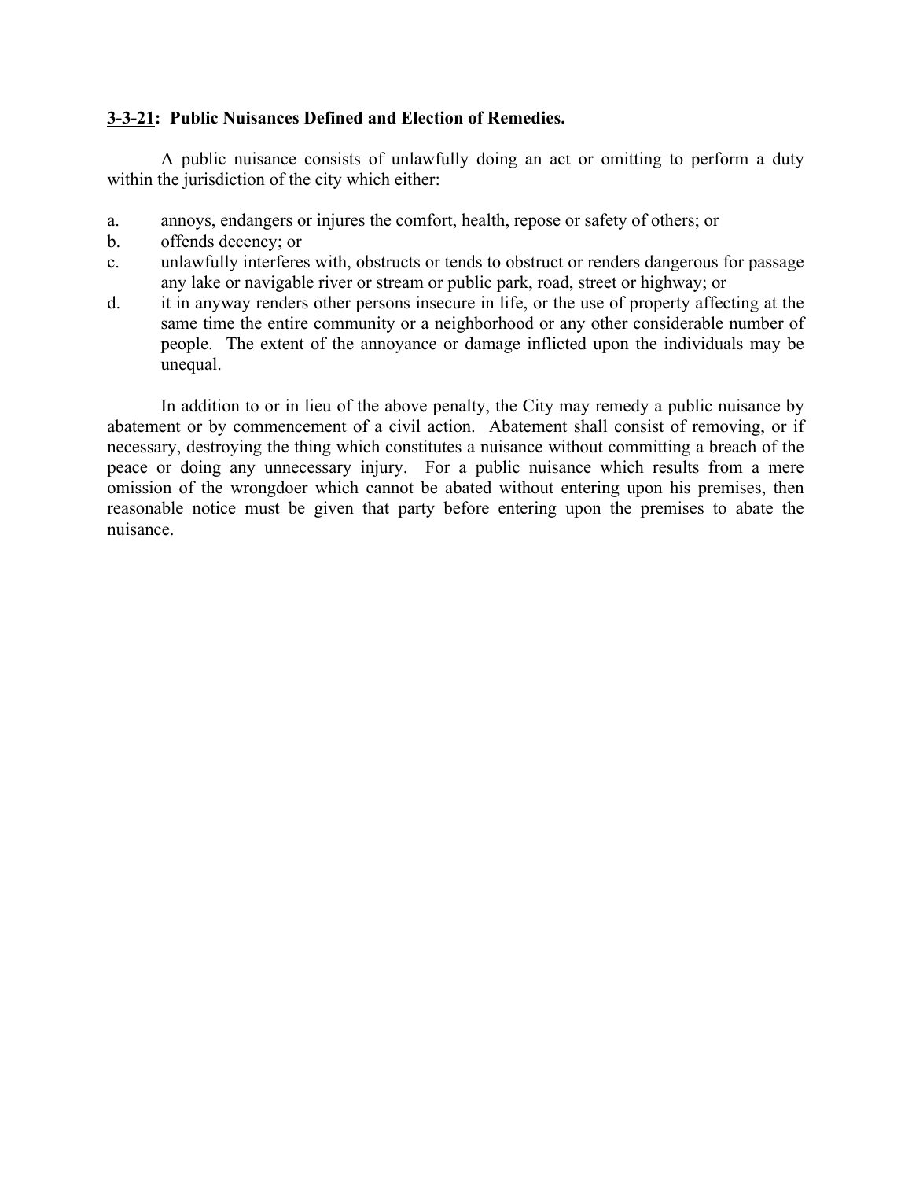**<u>3-3-21</u>: Public Nuisances Defined and Election of Remedies.**

A public nuisance consists of unlawfully doing an act or omitting to perform a duty within the jurisdiction of the city which either:

a. annoys, endangers or injures the comfort, health, repose or safety of others; or
b. offends decency; or
c. unlawfully interferes with, obstructs or tends to obstruct or renders dangerous for passage any lake or navigable river or stream or public park, road, street or highway; or
d. it in anyway renders other persons insecure in life, or the use of property affecting at the same time the entire community or a neighborhood or any other considerable number of people. The extent of the annoyance or damage inflicted upon the individuals may be unequal.

In addition to or in lieu of the above penalty, the City may remedy a public nuisance by abatement or by commencement of a civil action. Abatement shall consist of removing, or if necessary, destroying the thing which constitutes a nuisance without committing a breach of the peace or doing any unnecessary injury. For a public nuisance which results from a mere omission of the wrongdoer which cannot be abated without entering upon his premises, then reasonable notice must be given that party before entering upon the premises to abate the nuisance.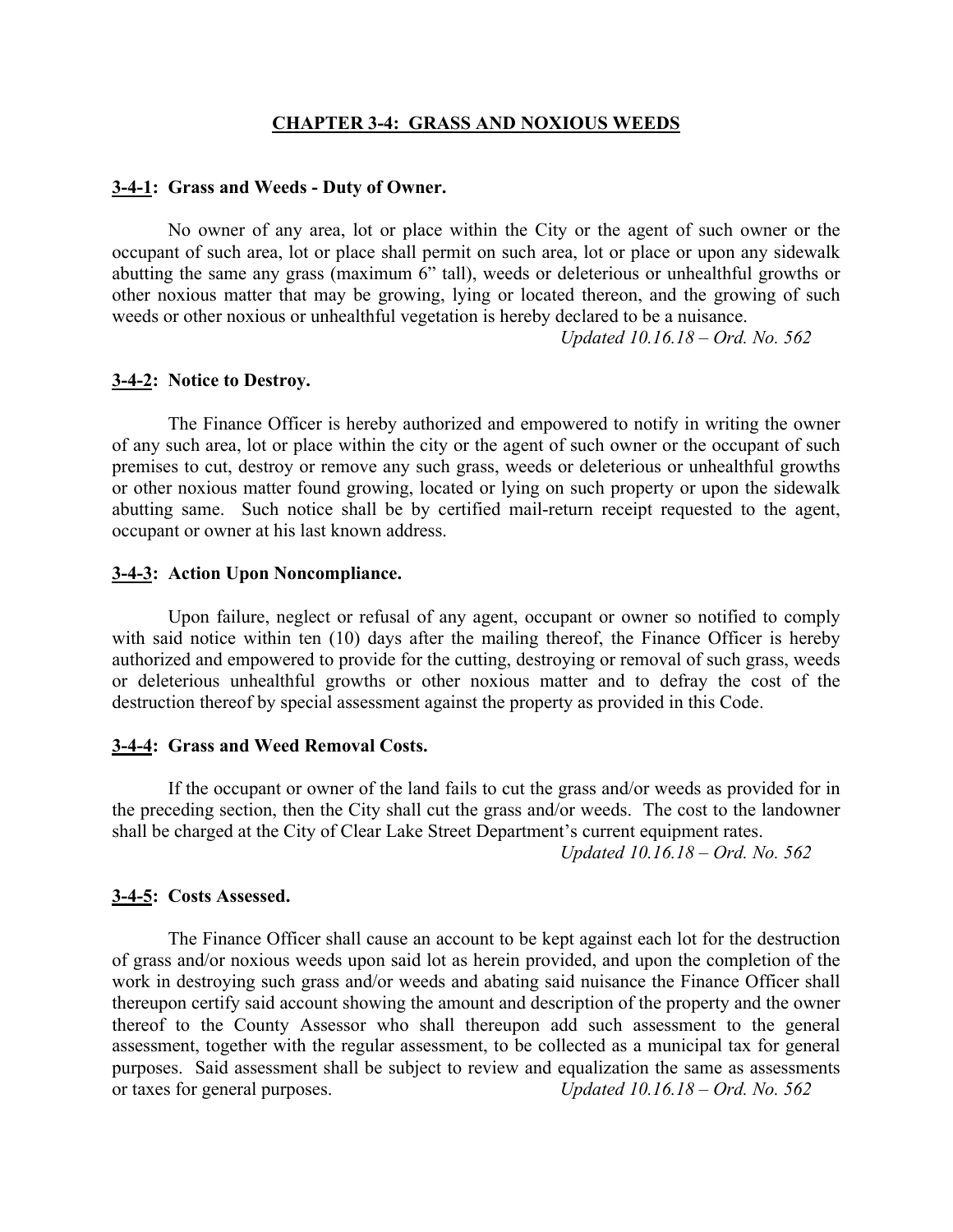# CHAPTER 3-4: GRASS AND NOXIOUS WEEDS

## 3-4-1: Grass and Weeds - Duty of Owner.

No owner of any area, lot or place within the City or the agent of such owner or the occupant of such area, lot or place shall permit on such area, lot or place or upon any sidewalk abutting the same any grass (maximum 6" tall), weeds or deleterious or unhealthful growths or other noxious matter that may be growing, lying or located thereon, and the growing of such weeds or other noxious or unhealthful vegetation is hereby declared to be a nuisance.

*Updated 10.16.18 – Ord. No. 562*

## 3-4-2: Notice to Destroy.

The Finance Officer is hereby authorized and empowered to notify in writing the owner of any such area, lot or place within the city or the agent of such owner or the occupant of such premises to cut, destroy or remove any such grass, weeds or deleterious or unhealthful growths or other noxious matter found growing, located or lying on such property or upon the sidewalk abutting same. Such notice shall be by certified mail-return receipt requested to the agent, occupant or owner at his last known address.

## 3-4-3: Action Upon Noncompliance.

Upon failure, neglect or refusal of any agent, occupant or owner so notified to comply with said notice within ten (10) days after the mailing thereof, the Finance Officer is hereby authorized and empowered to provide for the cutting, destroying or removal of such grass, weeds or deleterious unhealthful growths or other noxious matter and to defray the cost of the destruction thereof by special assessment against the property as provided in this Code.

## 3-4-4: Grass and Weed Removal Costs.

If the occupant or owner of the land fails to cut the grass and/or weeds as provided for in the preceding section, then the City shall cut the grass and/or weeds. The cost to the landowner shall be charged at the City of Clear Lake Street Department's current equipment rates.

*Updated 10.16.18 – Ord. No. 562*

## 3-4-5: Costs Assessed.

The Finance Officer shall cause an account to be kept against each lot for the destruction of grass and/or noxious weeds upon said lot as herein provided, and upon the completion of the work in destroying such grass and/or weeds and abating said nuisance the Finance Officer shall thereupon certify said account showing the amount and description of the property and the owner thereof to the County Assessor who shall thereupon add such assessment to the general assessment, together with the regular assessment, to be collected as a municipal tax for general purposes. Said assessment shall be subject to review and equalization the same as assessments or taxes for general purposes. *Updated 10.16.18 – Ord. No. 562*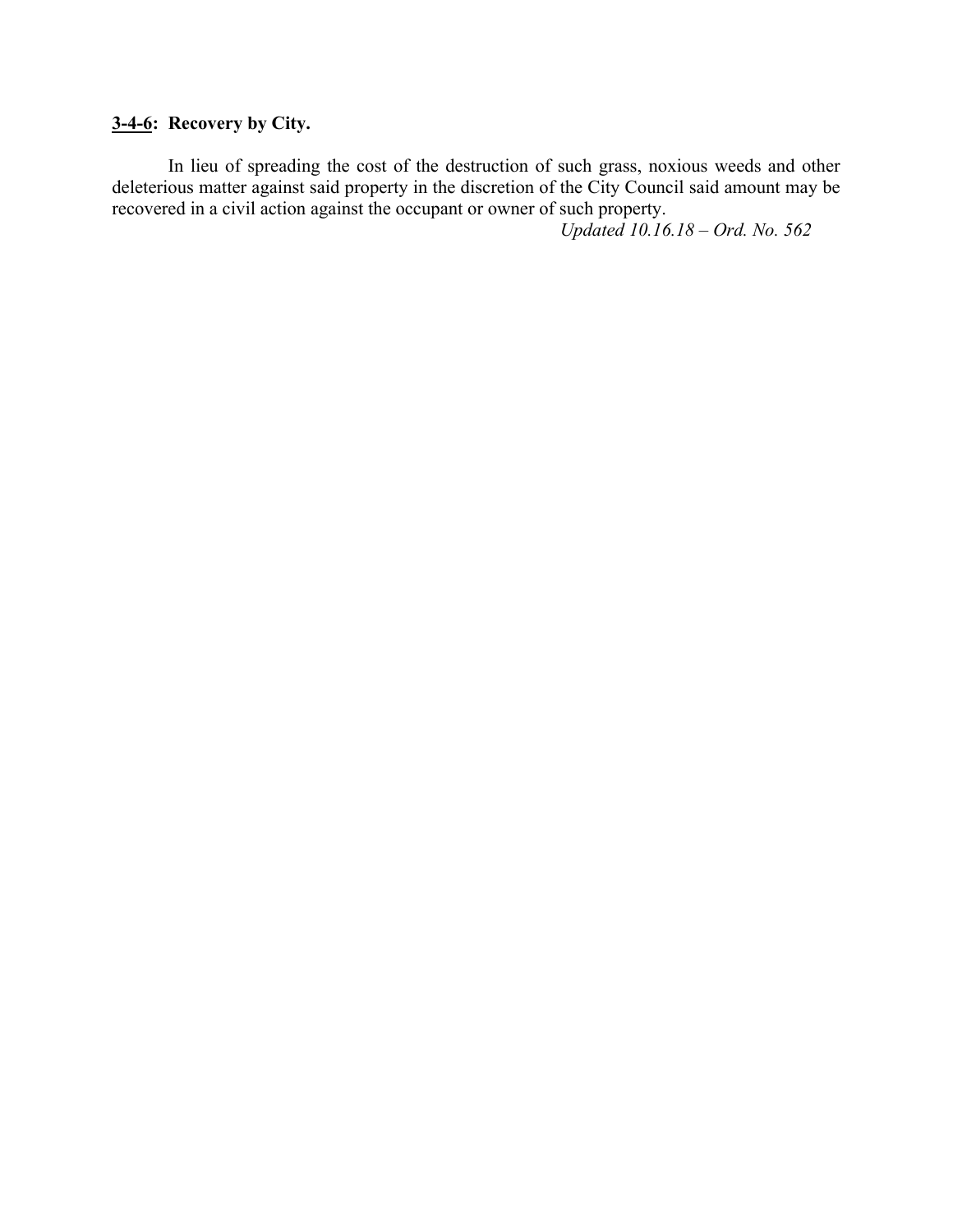**3-4-6: Recovery by City.**

In lieu of spreading the cost of the destruction of such grass, noxious weeds and other deleterious matter against said property in the discretion of the City Council said amount may be recovered in a civil action against the occupant or owner of such property.

*Updated 10.16.18 – Ord. No. 562*